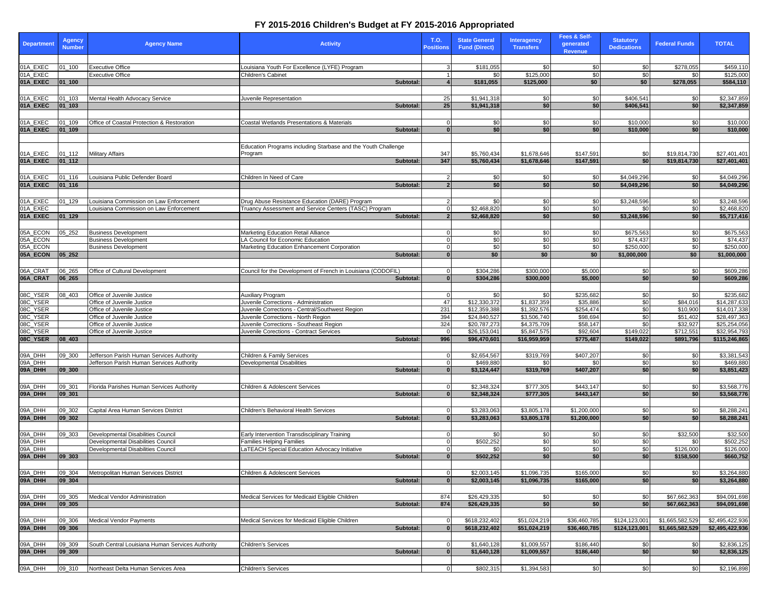# FY 2015-2016 Children's Budget at FY 2015-2016 Appropriated

| Department | Agency Number | Agency Name | Activity | T.O. Positions | State General Fund (Direct) | Interagency Transfers | Fees & Self-generated Revenue | Statutory Dedications | Federal Funds | TOTAL |
|---|---|---|---|---|---|---|---|---|---|---|
| 01A_EXEC | 01_100 | Executive Office | Louisiana Youth For Excellence (LYFE) Program | 3 | $181,055 | $0 | $0 | $0 | $278,055 | $459,110 |
| 01A_EXEC | | Executive Office | Children's Cabinet | 1 | $0 | $125,000 | $0 | $0 | $0 | $125,000 |
| **01A_EXEC** | **01_100** | | **Subtotal:** | **4** | **$181,055** | **$125,000** | **$0** | **$0** | **$278,055** | **$584,110** |
| 01A_EXEC | 01_103 | Mental Health Advocacy Service | Juvenile Representation | 25 | $1,941,318 | $0 | $0 | $406,541 | $0 | $2,347,859 |
| **01A_EXEC** | **01_103** | | **Subtotal:** | **25** | **$1,941,318** | **$0** | **$0** | **$406,541** | **$0** | **$2,347,859** |
| 01A_EXEC | 01_109 | Office of Coastal Protection & Restoration | Coastal Wetlands Presentations & Materials | 0 | $0 | $0 | $0 | $10,000 | $0 | $10,000 |
| **01A_EXEC** | **01_109** | | **Subtotal:** | **0** | **$0** | **$0** | **$0** | **$10,000** | **$0** | **$10,000** |
| 01A_EXEC | 01_112 | Military Affairs | Education Programs including Starbase and the Youth Challenge Program | 347 | $5,760,434 | $1,678,646 | $147,591 | $0 | $19,814,730 | $27,401,401 |
| **01A_EXEC** | **01_112** | | **Subtotal:** | **347** | **$5,760,434** | **$1,678,646** | **$147,591** | **$0** | **$19,814,730** | **$27,401,401** |
| 01A_EXEC | 01_116 | Louisiana Public Defender Board | Children In Need of Care | 2 | $0 | $0 | $0 | $4,049,296 | $0 | $4,049,296 |
| **01A_EXEC** | **01_116** | | **Subtotal:** | **2** | **$0** | **$0** | **$0** | **$4,049,296** | **$0** | **$4,049,296** |
| 01A_EXEC | 01_129 | Louisiana Commission on Law Enforcement | Drug Abuse Resistance Education (DARE) Program | 2 | $0 | $0 | $0 | $3,248,596 | $0 | $3,248,596 |
| 01A_EXEC | | Louisiana Commission on Law Enforcement | Truancy Assessment and Service Centers (TASC) Program | 0 | $2,468,820 | $0 | $0 | $0 | $0 | $2,468,820 |
| **01A_EXEC** | **01_129** | | **Subtotal:** | **2** | **$2,468,820** | **$0** | **$0** | **$3,248,596** | **$0** | **$5,717,416** |
| 05A_ECON | 05_252 | Business Development | Marketing Education Retail Alliance | 0 | $0 | $0 | $0 | $675,563 | $0 | $675,563 |
| 05A_ECON | | Business Development | LA Council for Economic Education | 0 | $0 | $0 | $0 | $74,437 | $0 | $74,437 |
| 05A_ECON | | Business Development | Marketing Education Enhancement Corporation | 0 | $0 | $0 | $0 | $250,000 | $0 | $250,000 |
| **05A_ECON** | **05_252** | | **Subtotal:** | **0** | **$0** | **$0** | **$0** | **$1,000,000** | **$0** | **$1,000,000** |
| 06A_CRAT | 06_265 | Office of Cultural Development | Council for the Development of French in Louisiana (CODOFIL) | 0 | $304,286 | $300,000 | $5,000 | $0 | $0 | $609,286 |
| **06A_CRAT** | **06_265** | | **Subtotal:** | **0** | **$304,286** | **$300,000** | **$5,000** | **$0** | **$0** | **$609,286** |
| 08C_YSER | 08_403 | Office of Juvenile Justice | Auxiliary Program | 0 | $0 | $0 | $235,682 | $0 | $0 | $235,682 |
| 08C_YSER | | Office of Juvenile Justice | Juvenile Corrections - Administration | 47 | $12,330,372 | $1,837,359 | $35,886 | $0 | $84,016 | $14,287,633 |
| 08C_YSER | | Office of Juvenile Justice | Juvenile Corrections - Central/Southwest Region | 231 | $12,359,388 | $1,392,576 | $254,474 | $0 | $10,900 | $14,017,338 |
| 08C_YSER | | Office of Juvenile Justice | Juvenile Corrections - North Region | 394 | $24,840,527 | $3,506,740 | $98,694 | $0 | $51,402 | $28,497,363 |
| 08C_YSER | | Office of Juvenile Justice | Juvenile Corrections - Southeast Region | 324 | $20,787,273 | $4,375,709 | $58,147 | $0 | $32,927 | $25,254,056 |
| 08C_YSER | | Office of Juvenile Justice | Juvenile Corections - Contract Services | 0 | $26,153,041 | $5,847,575 | $92,604 | $149,022 | $712,551 | $32,954,793 |
| **08C_YSER** | **08_403** | | **Subtotal:** | **996** | **$96,470,601** | **$16,959,959** | **$775,487** | **$149,022** | **$891,796** | **$115,246,865** |
| 09A_DHH | 09_300 | Jefferson Parish Human Services Authority | Children & Family Services | 0 | $2,654,567 | $319,769 | $407,207 | $0 | $0 | $3,381,543 |
| 09A_DHH | | Jefferson Parish Human Services Authority | Developmental Disabilities | 0 | $469,880 | $0 | $0 | $0 | $0 | $469,880 |
| **09A_DHH** | **09_300** | | **Subtotal:** | **0** | **$3,124,447** | **$319,769** | **$407,207** | **$0** | **$0** | **$3,851,423** |
| 09A_DHH | 09_301 | Florida Parishes Human Services Authority | Children & Adolescent Services | 0 | $2,348,324 | $777,305 | $443,147 | $0 | $0 | $3,568,776 |
| **09A_DHH** | **09_301** | | **Subtotal:** | **0** | **$2,348,324** | **$777,305** | **$443,147** | **$0** | **$0** | **$3,568,776** |
| 09A_DHH | 09_302 | Capital Area Human Services District | Children's Behavioral Health Services | 0 | $3,283,063 | $3,805,178 | $1,200,000 | $0 | $0 | $8,288,241 |
| **09A_DHH** | **09_302** | | **Subtotal:** | **0** | **$3,283,063** | **$3,805,178** | **$1,200,000** | **$0** | **$0** | **$8,288,241** |
| 09A_DHH | 09_303 | Developmental Disabilities Council | Early Intervention Transdisciplinary Training | 0 | $0 | $0 | $0 | $0 | $32,500 | $32,500 |
| 09A_DHH | | Developmental Disabilities Council | Families Helping Families | 0 | $502,252 | $0 | $0 | $0 | $0 | $502,252 |
| 09A_DHH | | Developmental Disabilities Council | LaTEACH Special Education Advocacy Initiative | 0 | $0 | $0 | $0 | $0 | $126,000 | $126,000 |
| **09A_DHH** | **09_303** | | **Subtotal:** | **0** | **$502,252** | **$0** | **$0** | **$0** | **$158,500** | **$660,752** |
| 09A_DHH | 09_304 | Metropolitan Human Services District | Children & Adolescent Services | 0 | $2,003,145 | $1,096,735 | $165,000 | $0 | $0 | $3,264,880 |
| **09A_DHH** | **09_304** | | **Subtotal:** | **0** | **$2,003,145** | **$1,096,735** | **$165,000** | **$0** | **$0** | **$3,264,880** |
| 09A_DHH | 09_305 | Medical Vendor Administration | Medical Services for Medicaid Eligible Children | 874 | $26,429,335 | $0 | $0 | $0 | $67,662,363 | $94,091,698 |
| **09A_DHH** | **09_305** | | **Subtotal:** | **874** | **$26,429,335** | **$0** | **$0** | **$0** | **$67,662,363** | **$94,091,698** |
| 09A_DHH | 09_306 | Medical Vendor Payments | Medical Services for Medicaid Eligible Children | 0 | $618,232,402 | $51,024,219 | $36,460,785 | $124,123,001 | $1,665,582,529 | $2,495,422,936 |
| **09A_DHH** | **09_306** | | **Subtotal:** | **0** | **$618,232,402** | **$51,024,219** | **$36,460,785** | **$124,123,001** | **$1,665,582,529** | **$2,495,422,936** |
| 09A_DHH | 09_309 | South Central Louisiana Human Services Authority | Children's Services | 0 | $1,640,128 | $1,009,557 | $186,440 | $0 | $0 | $2,836,125 |
| **09A_DHH** | **09_309** | | **Subtotal:** | **0** | **$1,640,128** | **$1,009,557** | **$186,440** | **$0** | **$0** | **$2,836,125** |
| 09A_DHH | 09_310 | Northeast Delta Human Services Area | Children's Services | 0 | $802,315 | $1,394,583 | $0 | $0 | $0 | $2,196,898 |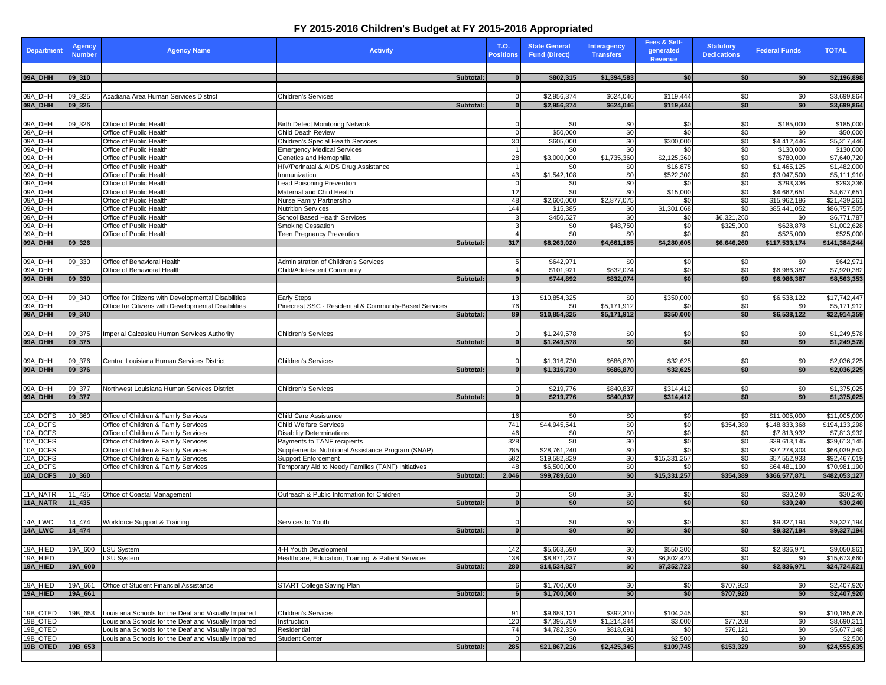# FY 2015-2016 Children's Budget at FY 2015-2016 Appropriated

| Department | Agency Number | Agency Name | Activity | T.O. Positions | State General Fund (Direct) | Interagency Transfers | Fees & Self-generated Revenue | Statutory Dedications | Federal Funds | TOTAL |
|---|---|---|---|---|---|---|---|---|---|---|
| **09A_DHH** | **09_310** | | **Subtotal:** | **0** | **$802,315** | **$1,394,583** | **$0** | **$0** | **$0** | **$2,196,898** |
| 09A_DHH | 09_325 | Acadiana Area Human Services District | Children's Services | 0 | $2,956,374 | $624,046 | $119,444 | $0 | $0 | $3,699,864 |
| **09A_DHH** | **09_325** | | **Subtotal:** | **0** | **$2,956,374** | **$624,046** | **$119,444** | **$0** | **$0** | **$3,699,864** |
| 09A_DHH | 09_326 | Office of Public Health | Birth Defect Monitoring Network | 0 | $0 | $0 | $0 | $0 | $185,000 | $185,000 |
| 09A_DHH | | Office of Public Health | Child Death Review | 0 | $50,000 | $0 | $0 | $0 | $0 | $50,000 |
| 09A_DHH | | Office of Public Health | Children's Special Health Services | 30 | $605,000 | $0 | $300,000 | $0 | $4,412,446 | $5,317,446 |
| 09A_DHH | | Office of Public Health | Emergency Medical Services | 1 | $0 | $0 | $0 | $0 | $130,000 | $130,000 |
| 09A_DHH | | Office of Public Health | Genetics and Hemophilia | 28 | $3,000,000 | $1,735,360 | $2,125,360 | $0 | $780,000 | $7,640,720 |
| 09A_DHH | | Office of Public Health | HIV/Perinatal & AIDS Drug Assistance | 1 | $0 | $0 | $16,875 | $0 | $1,465,125 | $1,482,000 |
| 09A_DHH | | Office of Public Health | Immunization | 43 | $1,542,108 | $0 | $522,302 | $0 | $3,047,500 | $5,111,910 |
| 09A_DHH | | Office of Public Health | Lead Poisoning Prevention | 0 | $0 | $0 | $0 | $0 | $293,336 | $293,336 |
| 09A_DHH | | Office of Public Health | Maternal and Child Health | 12 | $0 | $0 | $15,000 | $0 | $4,662,651 | $4,677,651 |
| 09A_DHH | | Office of Public Health | Nurse Family Partnership | 48 | $2,600,000 | $2,877,075 | $0 | $0 | $15,962,186 | $21,439,261 |
| 09A_DHH | | Office of Public Health | Nutrition Services | 144 | $15,385 | $0 | $1,301,068 | $0 | $85,441,052 | $86,757,505 |
| 09A_DHH | | Office of Public Health | School Based Health Services | 3 | $450,527 | $0 | $0 | $6,321,260 | $0 | $6,771,787 |
| 09A_DHH | | Office of Public Health | Smoking Cessation | 3 | $0 | $48,750 | $0 | $325,000 | $628,878 | $1,002,628 |
| 09A_DHH | | Office of Public Health | Teen Pregnancy Prevention | 4 | $0 | $0 | $0 | $0 | $525,000 | $525,000 |
| **09A_DHH** | **09_326** | | **Subtotal:** | **317** | **$8,263,020** | **$4,661,185** | **$4,280,605** | **$6,646,260** | **$117,533,174** | **$141,384,244** |
| 09A_DHH | 09_330 | Office of Behavioral Health | Administration of Children's Services | 5 | $642,971 | $0 | $0 | $0 | $0 | $642,971 |
| 09A_DHH | | Office of Behavioral Health | Child/Adolescent Community | 4 | $101,921 | $832,074 | $0 | $0 | $6,986,387 | $7,920,382 |
| **09A_DHH** | **09_330** | | **Subtotal:** | **9** | **$744,892** | **$832,074** | **$0** | **$0** | **$6,986,387** | **$8,563,353** |
| 09A_DHH | 09_340 | Office for Citizens with Developmental Disabilities | Early Steps | 13 | $10,854,325 | $0 | $350,000 | $0 | $6,538,122 | $17,742,447 |
| 09A_DHH | | Office for Citizens with Developmental Disabilities | Pinecrest SSC - Residential & Community-Based Services | 76 | $0 | $5,171,912 | $0 | $0 | $0 | $5,171,912 |
| **09A_DHH** | **09_340** | | **Subtotal:** | **89** | **$10,854,325** | **$5,171,912** | **$350,000** | **$0** | **$6,538,122** | **$22,914,359** |
| 09A_DHH | 09_375 | Imperial Calcasieu Human Services Authority | Children's Services | 0 | $1,249,578 | $0 | $0 | $0 | $0 | $1,249,578 |
| **09A_DHH** | **09_375** | | **Subtotal:** | **0** | **$1,249,578** | **$0** | **$0** | **$0** | **$0** | **$1,249,578** |
| 09A_DHH | 09_376 | Central Louisiana Human Services District | Children's Services | 0 | $1,316,730 | $686,870 | $32,625 | $0 | $0 | $2,036,225 |
| **09A_DHH** | **09_376** | | **Subtotal:** | **0** | **$1,316,730** | **$686,870** | **$32,625** | **$0** | **$0** | **$2,036,225** |
| 09A_DHH | 09_377 | Northwest Louisiana Human Services District | Children's Services | 0 | $219,776 | $840,837 | $314,412 | $0 | $0 | $1,375,025 |
| **09A_DHH** | **09_377** | | **Subtotal:** | **0** | **$219,776** | **$840,837** | **$314,412** | **$0** | **$0** | **$1,375,025** |
| 10A_DCFS | 10_360 | Office of Children & Family Services | Child Care Assistance | 16 | $0 | $0 | $0 | $0 | $11,005,000 | $11,005,000 |
| 10A_DCFS | | Office of Children & Family Services | Child Welfare Services | 741 | $44,945,541 | $0 | $0 | $354,389 | $148,833,368 | $194,133,298 |
| 10A_DCFS | | Office of Children & Family Services | Disability Determinations | 46 | $0 | $0 | $0 | $0 | $7,813,932 | $7,813,932 |
| 10A_DCFS | | Office of Children & Family Services | Payments to TANF recipients | 328 | $0 | $0 | $0 | $0 | $39,613,145 | $39,613,145 |
| 10A_DCFS | | Office of Children & Family Services | Supplemental Nutritional Assistance Program (SNAP) | 285 | $28,761,240 | $0 | $0 | $0 | $37,278,303 | $66,039,543 |
| 10A_DCFS | | Office of Children & Family Services | Support Enforcement | 582 | $19,582,829 | $0 | $15,331,257 | $0 | $57,552,933 | $92,467,019 |
| 10A_DCFS | | Office of Children & Family Services | Temporary Aid to Needy Families (TANF) Initiatives | 48 | $6,500,000 | $0 | $0 | $0 | $64,481,190 | $70,981,190 |
| **10A_DCFS** | **10_360** | | **Subtotal:** | **2,046** | **$99,789,610** | **$0** | **$15,331,257** | **$354,389** | **$366,577,871** | **$482,053,127** |
| 11A_NATR | 11_435 | Office of Coastal Management | Outreach & Public Information for Children | 0 | $0 | $0 | $0 | $0 | $30,240 | $30,240 |
| **11A_NATR** | **11_435** | | **Subtotal:** | **0** | **$0** | **$0** | **$0** | **$0** | **$30,240** | **$30,240** |
| 14A_LWC | 14_474 | Workforce Support & Training | Services to Youth | 0 | $0 | $0 | $0 | $0 | $9,327,194 | $9,327,194 |
| **14A_LWC** | **14_474** | | **Subtotal:** | **0** | **$0** | **$0** | **$0** | **$0** | **$9,327,194** | **$9,327,194** |
| 19A_HIED | 19A_600 | LSU System | 4-H Youth Development | 142 | $5,663,590 | $0 | $550,300 | $0 | $2,836,971 | $9,050,861 |
| 19A_HIED | | LSU System | Healthcare, Education, Training, & Patient Services | 138 | $8,871,237 | $0 | $6,802,423 | $0 | $0 | $15,673,660 |
| **19A_HIED** | **19A_600** | | **Subtotal:** | **280** | **$14,534,827** | **$0** | **$7,352,723** | **$0** | **$2,836,971** | **$24,724,521** |
| 19A_HIED | 19A_661 | Office of Student Financial Assistance | START College Saving Plan | 6 | $1,700,000 | $0 | $0 | $707,920 | $0 | $2,407,920 |
| **19A_HIED** | **19A_661** | | **Subtotal:** | **6** | **$1,700,000** | **$0** | **$0** | **$707,920** | **$0** | **$2,407,920** |
| 19B_OTED | 19B_653 | Louisiana Schools for the Deaf and Visually Impaired | Children's Services | 91 | $9,689,121 | $392,310 | $104,245 | $0 | $0 | $10,185,676 |
| 19B_OTED | | Louisiana Schools for the Deaf and Visually Impaired | Instruction | 120 | $7,395,759 | $1,214,344 | $3,000 | $77,208 | $0 | $8,690,311 |
| 19B_OTED | | Louisiana Schools for the Deaf and Visually Impaired | Residential | 74 | $4,782,336 | $818,691 | $0 | $76,121 | $0 | $5,677,148 |
| 19B_OTED | | Louisiana Schools for the Deaf and Visually Impaired | Student Center | 0 | $0 | $0 | $2,500 | $0 | $0 | $2,500 |
| **19B_OTED** | **19B_653** | | **Subtotal:** | **285** | **$21,867,216** | **$2,425,345** | **$109,745** | **$153,329** | **$0** | **$24,555,635** |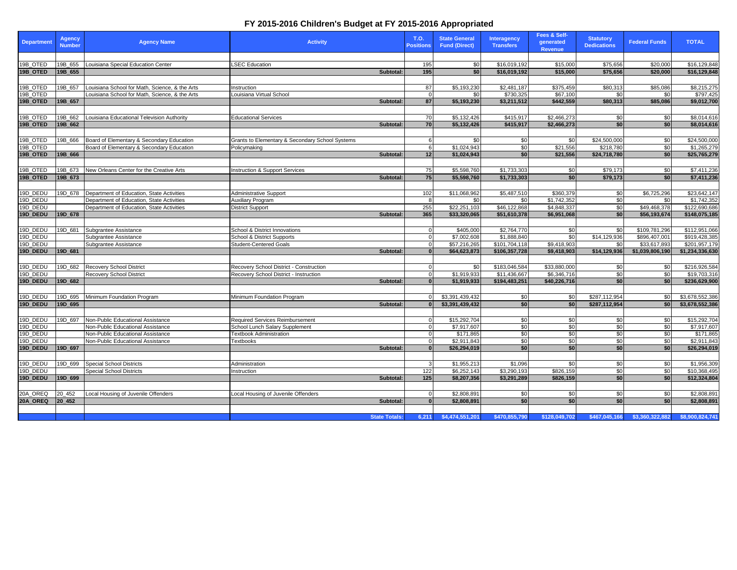# FY 2015-2016 Children's Budget at FY 2015-2016 Appropriated

| Department | Agency Number | Agency Name | Activity | T.O. Positions | State General Fund (Direct) | Interagency Transfers | Fees & Self-generated Revenue | Statutory Dedications | Federal Funds | TOTAL |
|---|---|---|---|---|---|---|---|---|---|---|
| 19B_OTED | 19B_655 | Louisiana Special Education Center | LSEC Education | 195 | $0 | $16,019,192 | $15,000 | $75,656 | $20,000 | $16,129,848 |
| **19B_OTED** | **19B_655** | | **Subtotal:** | **195** | **$0** | **$16,019,192** | **$15,000** | **$75,656** | **$20,000** | **$16,129,848** |
| 19B_OTED | 19B_657 | Louisiana School for Math, Science, & the Arts | Instruction | 87 | $5,193,230 | $2,481,187 | $375,459 | $80,313 | $85,086 | $8,215,275 |
| 19B_OTED | | Louisiana School for Math, Science, & the Arts | Louisiana Virtual School | 0 | $0 | $730,325 | $67,100 | $0 | $0 | $797,425 |
| **19B_OTED** | **19B_657** | | **Subtotal:** | **87** | **$5,193,230** | **$3,211,512** | **$442,559** | **$80,313** | **$85,086** | **$9,012,700** |
| 19B_OTED | 19B_662 | Louisiana Educational Television Authority | Educational Services | 70 | $5,132,426 | $415,917 | $2,466,273 | $0 | $0 | $8,014,616 |
| **19B_OTED** | **19B_662** | | **Subtotal:** | **70** | **$5,132,426** | **$415,917** | **$2,466,273** | **$0** | **$0** | **$8,014,616** |
| 19B_OTED | 19B_666 | Board of Elementary & Secondary Education | Grants to Elementary & Secondary School Systems | 6 | $0 | $0 | $0 | $24,500,000 | $0 | $24,500,000 |
| 19B_OTED | | Board of Elementary & Secondary Education | Policymaking | 6 | $1,024,943 | $0 | $21,556 | $218,780 | $0 | $1,265,279 |
| **19B_OTED** | **19B_666** | | **Subtotal:** | **12** | **$1,024,943** | **$0** | **$21,556** | **$24,718,780** | **$0** | **$25,765,279** |
| 19B_OTED | 19B_673 | New Orleans Center for the Creative Arts | Instruction & Support Services | 75 | $5,598,760 | $1,733,303 | $0 | $79,173 | $0 | $7,411,236 |
| **19B_OTED** | **19B_673** | | **Subtotal:** | **75** | **$5,598,760** | **$1,733,303** | **$0** | **$79,173** | **$0** | **$7,411,236** |
| 19D_DEDU | 19D_678 | Department of Education, State Activities | Administrative Support | 102 | $11,068,962 | $5,487,510 | $360,379 | $0 | $6,725,296 | $23,642,147 |
| 19D_DEDU | | Department of Education, State Activities | Auxiliary Program | 8 | $0 | $0 | $1,742,352 | $0 | $0 | $1,742,352 |
| 19D_DEDU | | Department of Education, State Activities | District Support | 255 | $22,251,103 | $46,122,868 | $4,848,337 | $0 | $49,468,378 | $122,690,686 |
| **19D_DEDU** | **19D_678** | | **Subtotal:** | **365** | **$33,320,065** | **$51,610,378** | **$6,951,068** | **$0** | **$56,193,674** | **$148,075,185** |
| 19D_DEDU | 19D_681 | Subgrantee Assistance | School & District Innovations | 0 | $405,000 | $2,764,770 | $0 | $0 | $109,781,296 | $112,951,066 |
| 19D_DEDU | | Subgrantee Assistance | School & District Supports | 0 | $7,002,608 | $1,888,840 | $0 | $14,129,936 | $896,407,001 | $919,428,385 |
| 19D_DEDU | | Subgrantee Assistance | Student-Centered Goals | 0 | $57,216,265 | $101,704,118 | $9,418,903 | $0 | $33,617,893 | $201,957,179 |
| **19D_DEDU** | **19D_681** | | **Subtotal:** | **0** | **$64,623,873** | **$106,357,728** | **$9,418,903** | **$14,129,936** | **$1,039,806,190** | **$1,234,336,630** |
| 19D_DEDU | 19D_682 | Recovery School District | Recovery School District - Construction | 0 | $0 | $183,046,584 | $33,880,000 | $0 | $0 | $216,926,584 |
| 19D_DEDU | | Recovery School District | Recovery School District - Instruction | 0 | $1,919,933 | $11,436,667 | $6,346,716 | $0 | $0 | $19,703,316 |
| **19D_DEDU** | **19D_682** | | **Subtotal:** | **0** | **$1,919,933** | **$194,483,251** | **$40,226,716** | **$0** | **$0** | **$236,629,900** |
| 19D_DEDU | 19D_695 | Minimum Foundation Program | Minimum Foundation Program | 0 | $3,391,439,432 | $0 | $0 | $287,112,954 | $0 | $3,678,552,386 |
| **19D_DEDU** | **19D_695** | | **Subtotal:** | **0** | **$3,391,439,432** | **$0** | **$0** | **$287,112,954** | **$0** | **$3,678,552,386** |
| 19D_DEDU | 19D_697 | Non-Public Educational Assistance | Required Services Reimbursement | 0 | $15,292,704 | $0 | $0 | $0 | $0 | $15,292,704 |
| 19D_DEDU | | Non-Public Educational Assistance | School Lunch Salary Supplement | 0 | $7,917,607 | $0 | $0 | $0 | $0 | $7,917,607 |
| 19D_DEDU | | Non-Public Educational Assistance | Textbook Administration | 0 | $171,865 | $0 | $0 | $0 | $0 | $171,865 |
| 19D_DEDU | | Non-Public Educational Assistance | Textbooks | 0 | $2,911,843 | $0 | $0 | $0 | $0 | $2,911,843 |
| **19D_DEDU** | **19D_697** | | **Subtotal:** | **0** | **$26,294,019** | **$0** | **$0** | **$0** | **$0** | **$26,294,019** |
| 19D_DEDU | 19D_699 | Special School Districts | Administration | 3 | $1,955,213 | $1,096 | $0 | $0 | $0 | $1,956,309 |
| 19D_DEDU | | Special School Districts | Instruction | 122 | $6,252,143 | $3,290,193 | $826,159 | $0 | $0 | $10,368,495 |
| **19D_DEDU** | **19D_699** | | **Subtotal:** | **125** | **$8,207,356** | **$3,291,289** | **$826,159** | **$0** | **$0** | **$12,324,804** |
| 20A_OREQ | 20_452 | Local Housing of Juvenile Offenders | Local Housing of Juvenile Offenders | 0 | $2,808,891 | $0 | $0 | $0 | $0 | $2,808,891 |
| **20A_OREQ** | **20_452** | | **Subtotal:** | **0** | **$2,808,891** | **$0** | **$0** | **$0** | **$0** | **$2,808,891** |
| | | | **State Totals:** | **6,211** | **$4,474,551,201** | **$470,855,790** | **$128,049,702** | **$467,045,166** | **$3,360,322,882** | **$8,900,824,741** |